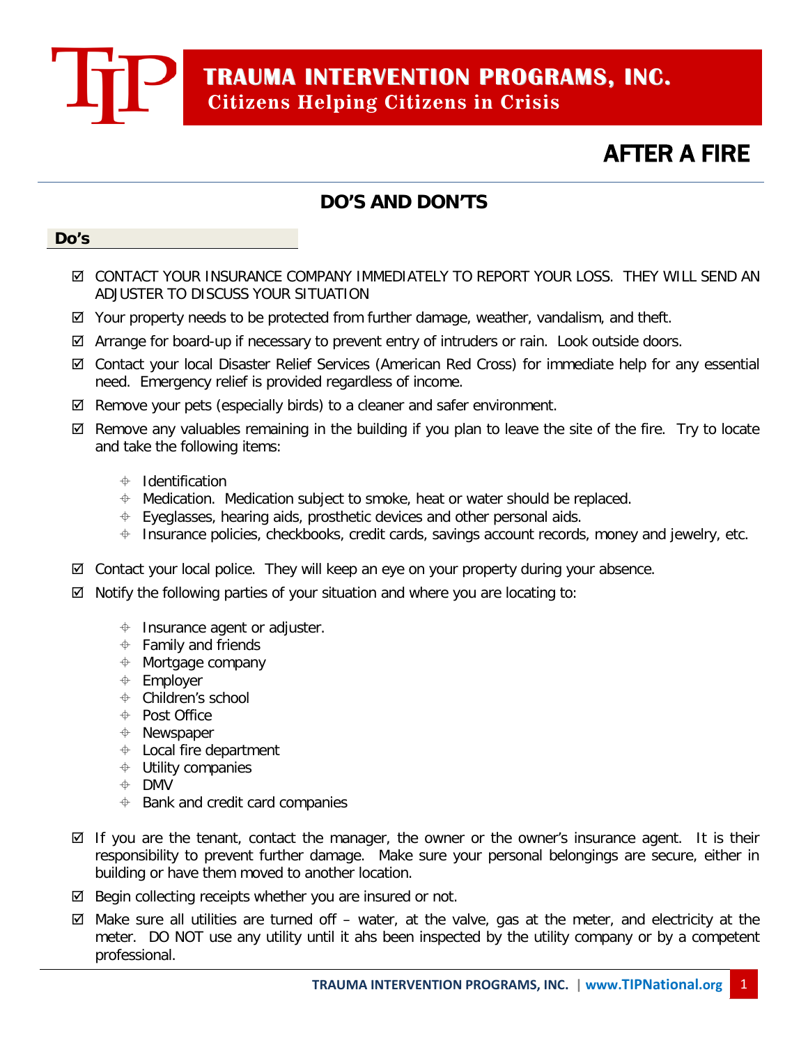# TRAUMA INTERVENTION PROGRAMS, INC.

**Citizens Helping Citizens in Crisis**

# AFTER A FIRE

## DO'S AND DON'TS

### Do's

- ☑ CONTACT YOUR INSURANCE COMPANY IMMEDIATELY TO REPORT YOUR LOSS. THEY WILL SEND AN ADJUSTER TO DISCUSS YOUR SITUATION
- ☑ Your property needs to be protected from further damage, weather, vandalism, and theft.
- ☑ Arrange for board-up if necessary to prevent entry of intruders or rain. Look outside doors.
- ☑ Contact your local Disaster Relief Services (American Red Cross) for immediate help for any essential need. Emergency relief is provided regardless of income.
- ☑ Remove your pets (especially birds) to a cleaner and safer environment.
- ☑ Remove any valuables remaining in the building if you plan to leave the site of the fire. Try to locate and take the following items:
  - Identification
  - Medication. Medication subject to smoke, heat or water should be replaced.
  - Eyeglasses, hearing aids, prosthetic devices and other personal aids.
  - Insurance policies, checkbooks, credit cards, savings account records, money and jewelry, etc.
- ☑ Contact your local police. They will keep an eye on your property during your absence.
- ☑ Notify the following parties of your situation and where you are locating to:
  - Insurance agent or adjuster.
  - Family and friends
  - Mortgage company
  - Employer
  - Children's school
  - Post Office
  - Newspaper
  - Local fire department
  - Utility companies
  - DMV
  - Bank and credit card companies
- ☑ If you are the tenant, contact the manager, the owner or the owner's insurance agent. It is their responsibility to prevent further damage. Make sure your personal belongings are secure, either in building or have them moved to another location.
- ☑ Begin collecting receipts whether you are insured or not.
- ☑ Make sure all utilities are turned off – water, at the valve, gas at the meter, and electricity at the meter. DO NOT use any utility until it ahs been inspected by the utility company or by a competent professional.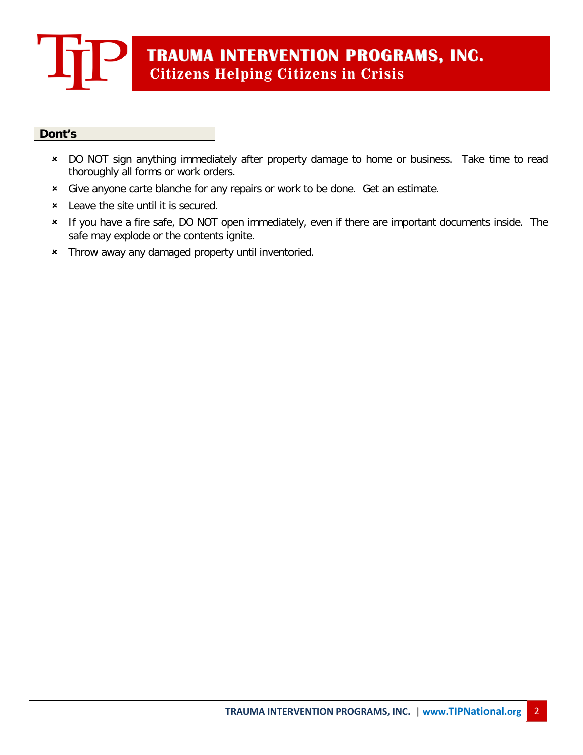## Dont's

- DO NOT sign anything immediately after property damage to home or business. Take time to read thoroughly all forms or work orders.
- Give anyone carte blanche for any repairs or work to be done. Get an estimate.
- Leave the site until it is secured.
- If you have a fire safe, DO NOT open immediately, even if there are important documents inside. The safe may explode or the contents ignite.
- Throw away any damaged property until inventoried.